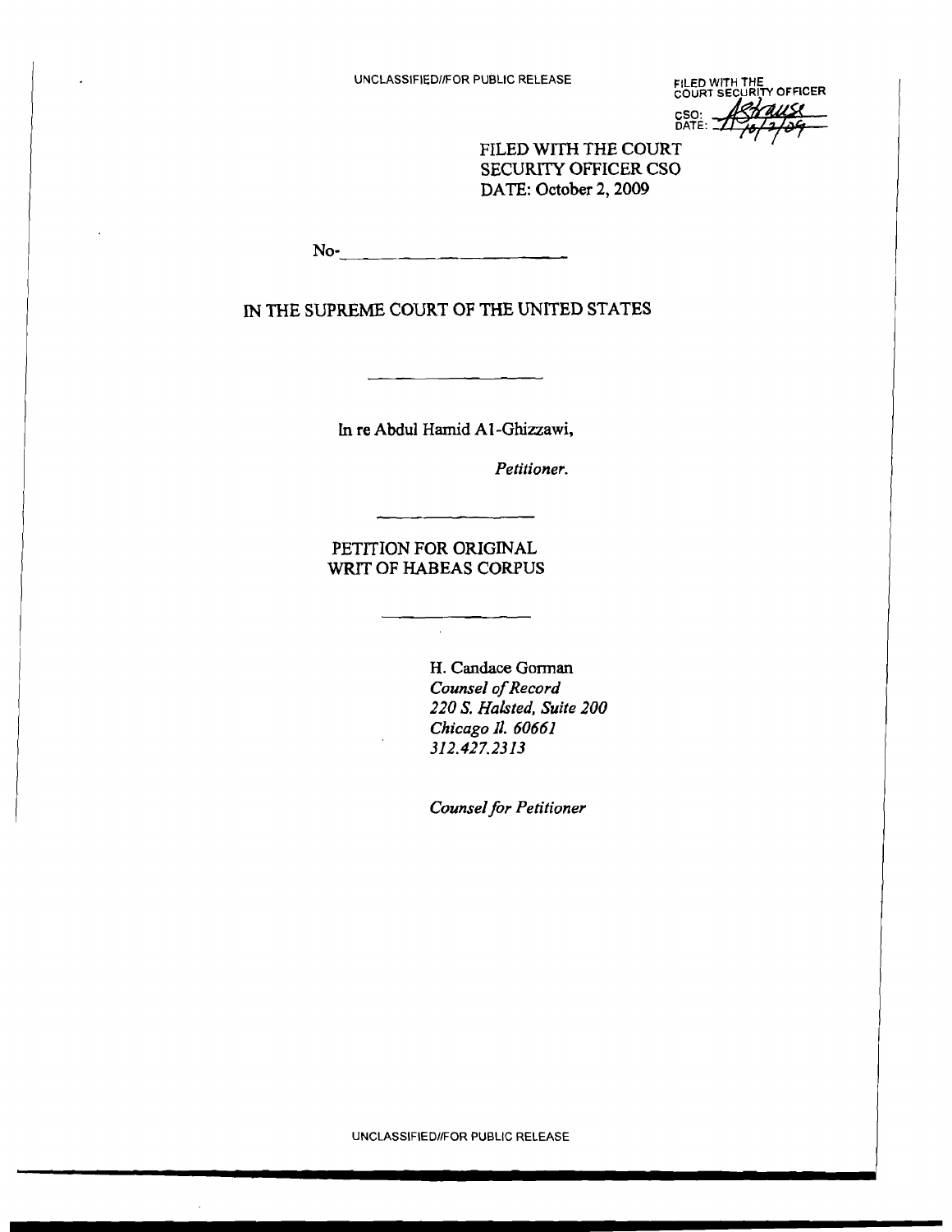UNCLASSIFIED//FOR PUBLIC RELEASE

FILED WITH THE COURT SECURITY OFFICER
CSO: ASKrause
DATE: 10/2/09

FILED WITH THE COURT
SECURITY OFFICER CSO
DATE: October 2, 2009

No-\_\_\_\_\_\_\_\_\_\_\_\_\_\_\_\_\_\_\_\_\_\_

# IN THE SUPREME COURT OF THE UNITED STATES

---

In re Abdul Hamid Al-Ghizzawi,

*Petitioner.*

---

## PETITION FOR ORIGINAL WRIT OF HABEAS CORPUS

---

H. Candace Gorman
*Counsel of Record*
*220 S. Halsted, Suite 200*
*Chicago Il. 60661*
*312.427.2313*

*Counsel for Petitioner*

UNCLASSIFIED//FOR PUBLIC RELEASE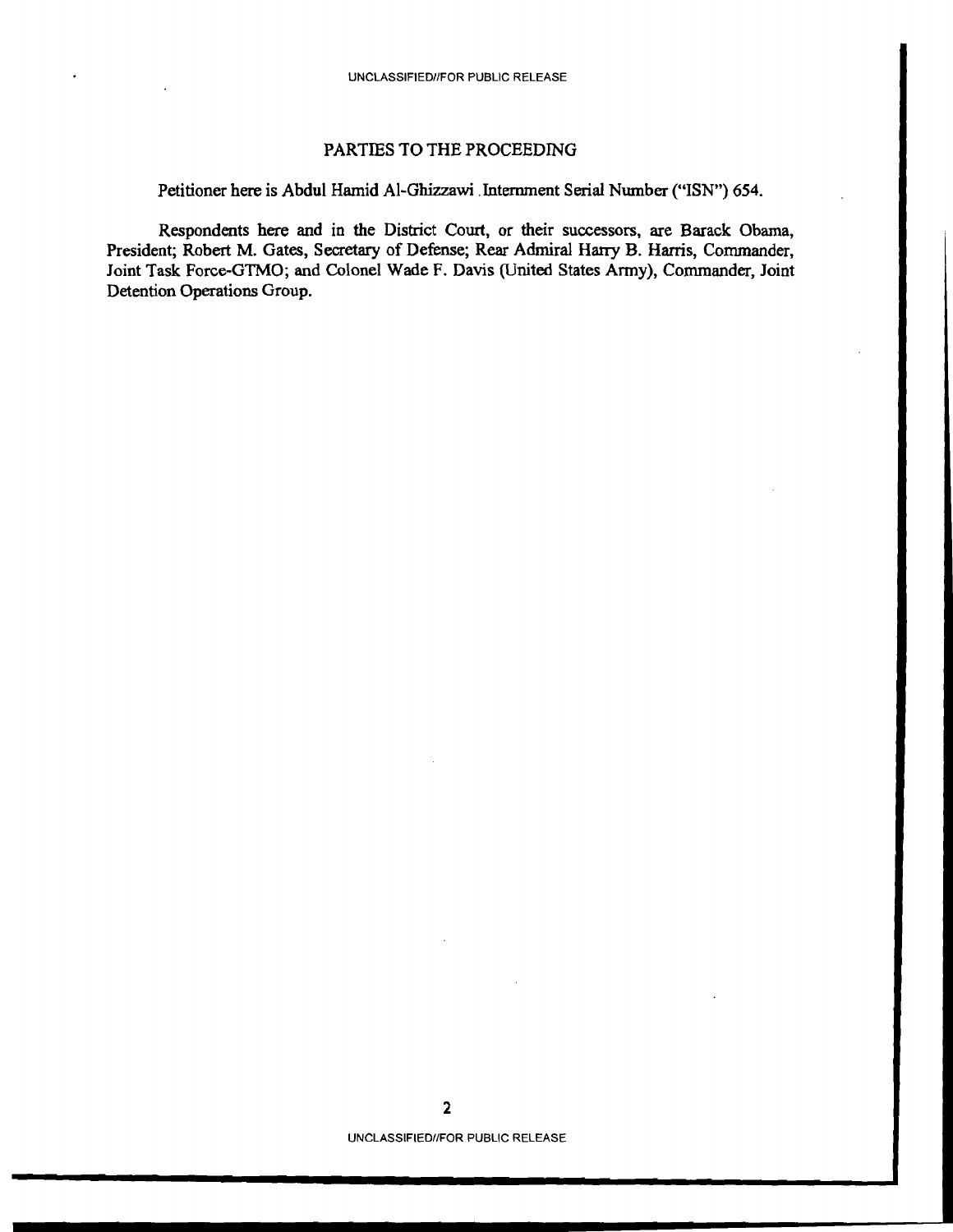## PARTIES TO THE PROCEEDING

Petitioner here is Abdul Hamid Al-Ghizzawi . Internment Serial Number ("ISN") 654.

Respondents here and in the District Court, or their successors, are Barack Obama, President; Robert M. Gates, Secretary of Defense; Rear Admiral Harry B. Harris, Commander, Joint Task Force-GTMO; and Colonel Wade F. Davis (United States Army), Commander, Joint Detention Operations Group.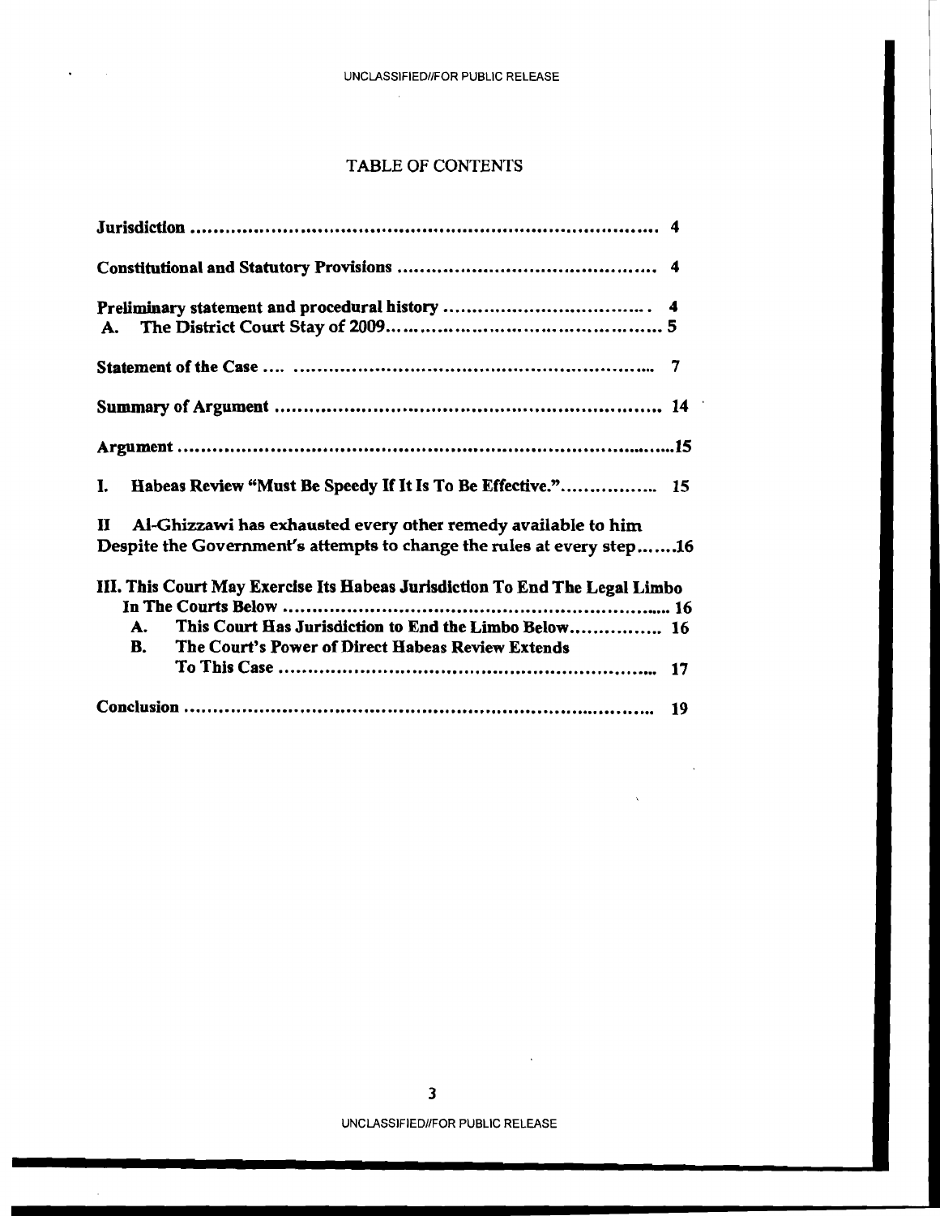# TABLE OF CONTENTS

| | |
|---|---|
| **Jurisdiction** | **4** |
| **Constitutional and Statutory Provisions** | **4** |
| **Preliminary statement and procedural history** | **4** |
| **A. The District Court Stay of 2009** | **5** |
| **Statement of the Case** | **7** |
| **Summary of Argument** | **14** |
| **Argument** | **15** |
| **I. Habeas Review "Must Be Speedy If It Is To Be Effective."** | **15** |
| **II Al-Ghizzawi has exhausted every other remedy available to him Despite the Government's attempts to change the rules at every step** | **16** |
| **III. This Court May Exercise Its Habeas Jurisdiction To End The Legal Limbo In The Courts Below** | **16** |
| **A. This Court Has Jurisdiction to End the Limbo Below** | **16** |
| **B. The Court's Power of Direct Habeas Review Extends To This Case** | **17** |
| **Conclusion** | **19** |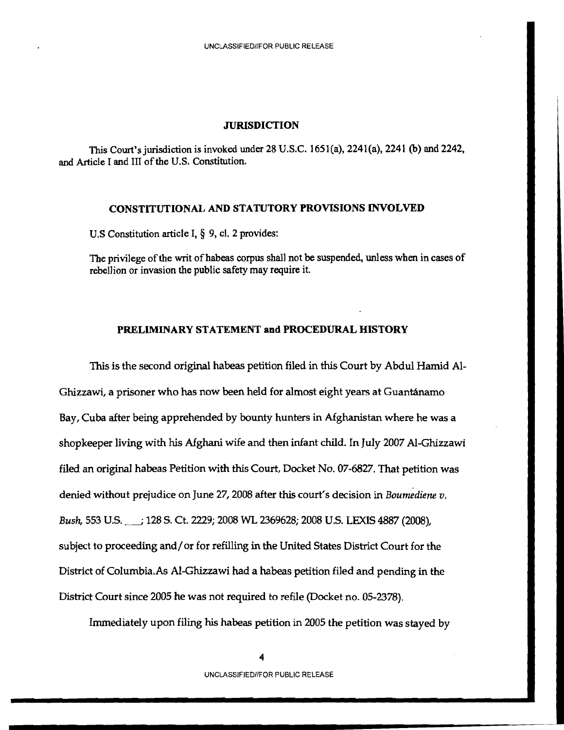## JURISDICTION

This Court's jurisdiction is invoked under 28 U.S.C. 1651(a), 2241(a), 2241 (b) and 2242, and Article I and III of the U.S. Constitution.

## CONSTITUTIONAL AND STATUTORY PROVISIONS INVOLVED

U.S Constitution article I, § 9, cl. 2 provides:

The privilege of the writ of habeas corpus shall not be suspended, unless when in cases of rebellion or invasion the public safety may require it.

## PRELIMINARY STATEMENT and PROCEDURAL HISTORY

This is the second original habeas petition filed in this Court by Abdul Hamid Al-Ghizzawi, a prisoner who has now been held for almost eight years at Guantánamo Bay, Cuba after being apprehended by bounty hunters in Afghanistan where he was a shopkeeper living with his Afghani wife and then infant child. In July 2007 Al-Ghizzawi filed an original habeas Petition with this Court, Docket No. 07-6827. That petition was denied without prejudice on June 27, 2008 after this court's decision in *Boumediene v. Bush*, 553 U.S. ___; 128 S. Ct. 2229; 2008 WL 2369628; 2008 U.S. LEXIS 4887 (2008), subject to proceeding and/or for refilling in the United States District Court for the District of Columbia.As Al-Ghizzawi had a habeas petition filed and pending in the District Court since 2005 he was not required to refile (Docket no. 05-2378).

Immediately upon filing his habeas petition in 2005 the petition was stayed by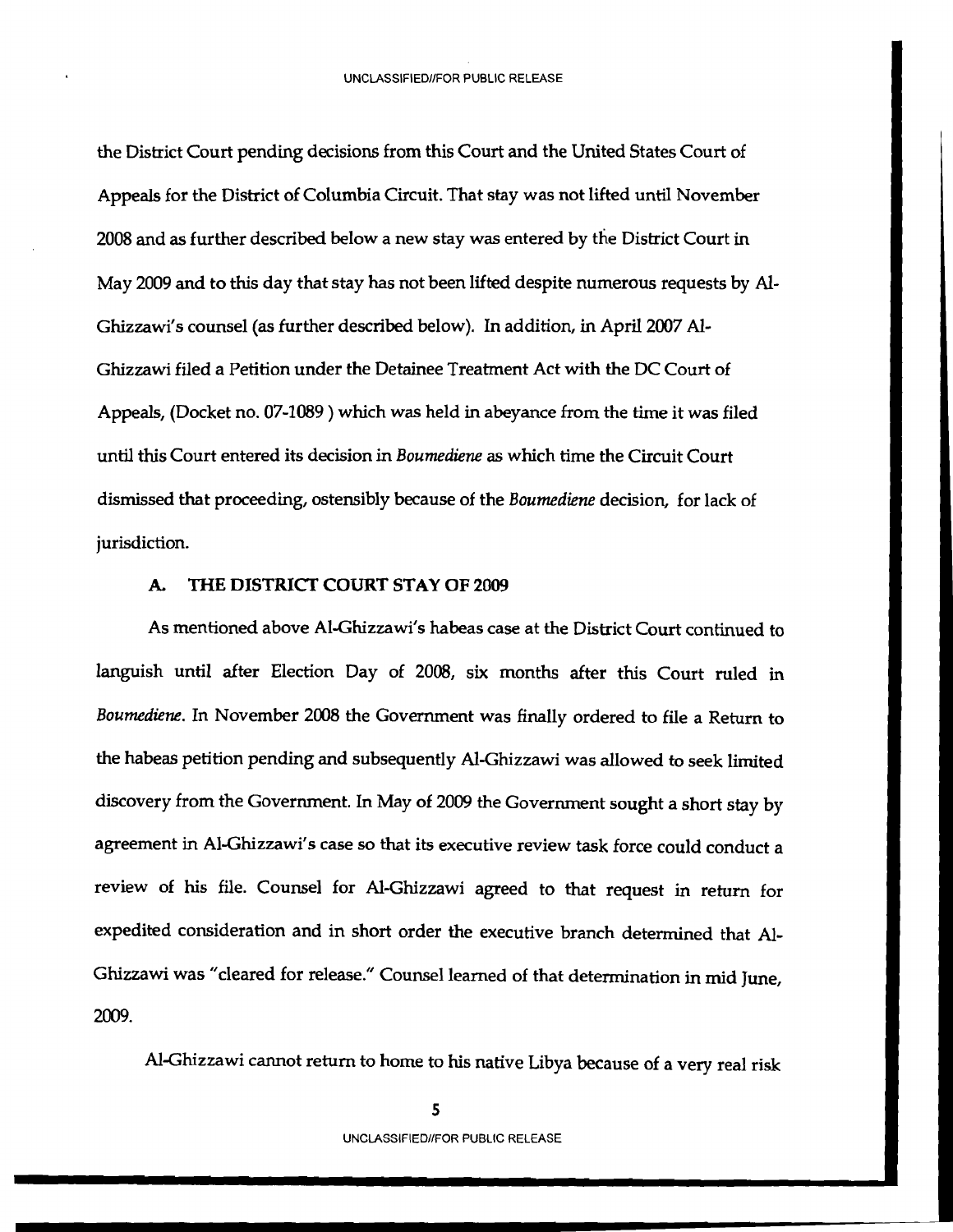the District Court pending decisions from this Court and the United States Court of Appeals for the District of Columbia Circuit. That stay was not lifted until November 2008 and as further described below a new stay was entered by the District Court in May 2009 and to this day that stay has not been lifted despite numerous requests by Al-Ghizzawi's counsel (as further described below). In addition, in April 2007 Al-Ghizzawi filed a Petition under the Detainee Treatment Act with the DC Court of Appeals, (Docket no. 07-1089 ) which was held in abeyance from the time it was filed until this Court entered its decision in *Boumediene* as which time the Circuit Court dismissed that proceeding, ostensibly because of the *Boumediene* decision, for lack of jurisdiction.

### A. THE DISTRICT COURT STAY OF 2009

As mentioned above Al-Ghizzawi's habeas case at the District Court continued to languish until after Election Day of 2008, six months after this Court ruled in *Boumediene*. In November 2008 the Government was finally ordered to file a Return to the habeas petition pending and subsequently Al-Ghizzawi was allowed to seek limited discovery from the Government. In May of 2009 the Government sought a short stay by agreement in Al-Ghizzawi's case so that its executive review task force could conduct a review of his file. Counsel for Al-Ghizzawi agreed to that request in return for expedited consideration and in short order the executive branch determined that Al-Ghizzawi was "cleared for release." Counsel learned of that determination in mid June, 2009.

Al-Ghizzawi cannot return to home to his native Libya because of a very real risk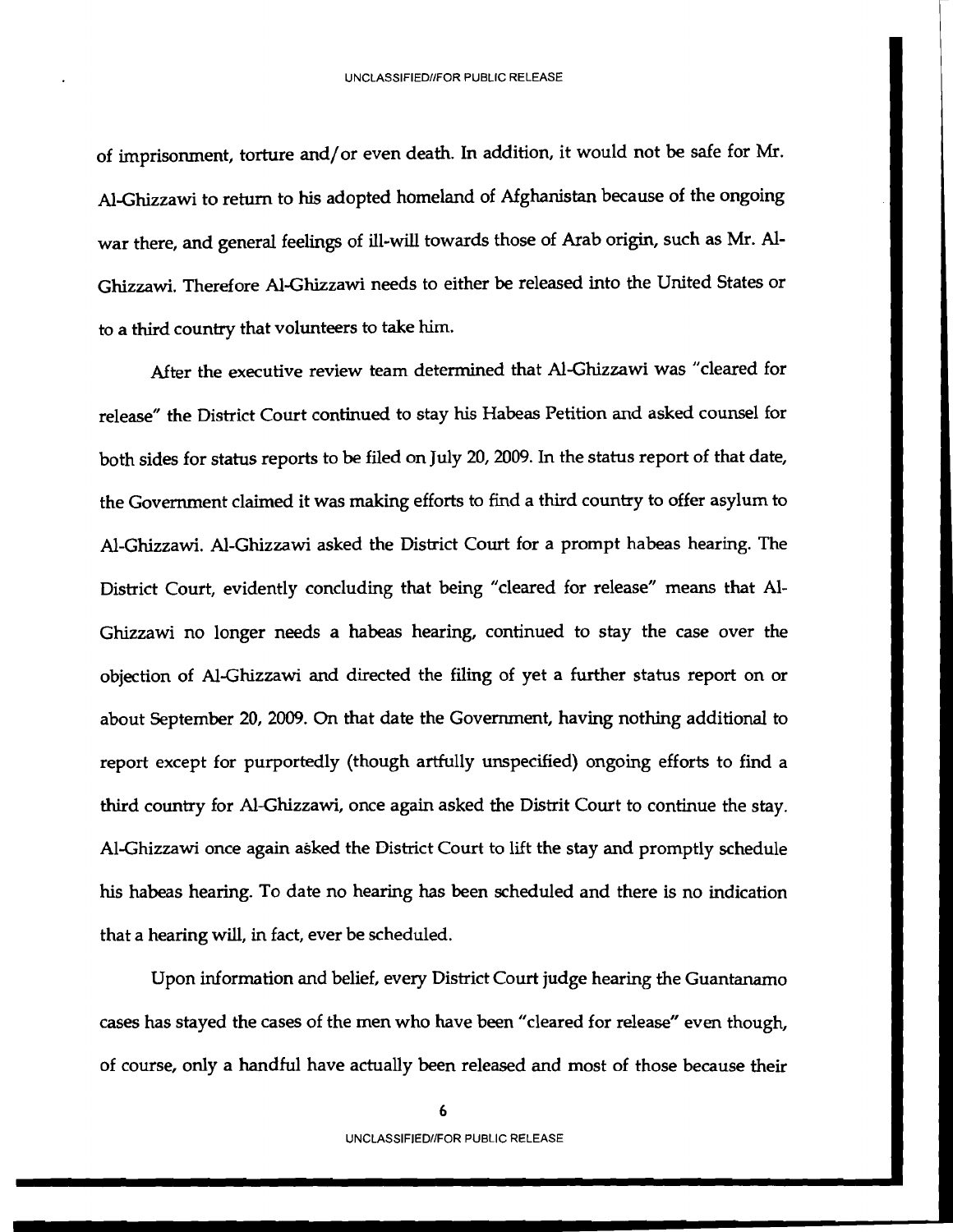of imprisonment, torture and/or even death. In addition, it would not be safe for Mr. Al-Ghizzawi to return to his adopted homeland of Afghanistan because of the ongoing war there, and general feelings of ill-will towards those of Arab origin, such as Mr. Al-Ghizzawi. Therefore Al-Ghizzawi needs to either be released into the United States or to a third country that volunteers to take him.

After the executive review team determined that Al-Ghizzawi was "cleared for release" the District Court continued to stay his Habeas Petition and asked counsel for both sides for status reports to be filed on July 20, 2009. In the status report of that date, the Government claimed it was making efforts to find a third country to offer asylum to Al-Ghizzawi. Al-Ghizzawi asked the District Court for a prompt habeas hearing. The District Court, evidently concluding that being "cleared for release" means that Al-Ghizzawi no longer needs a habeas hearing, continued to stay the case over the objection of Al-Ghizzawi and directed the filing of yet a further status report on or about September 20, 2009. On that date the Government, having nothing additional to report except for purportedly (though artfully unspecified) ongoing efforts to find a third country for Al-Ghizzawi, once again asked the Distrit Court to continue the stay. Al-Ghizzawi once again asked the District Court to lift the stay and promptly schedule his habeas hearing. To date no hearing has been scheduled and there is no indication that a hearing will, in fact, ever be scheduled.

Upon information and belief, every District Court judge hearing the Guantanamo cases has stayed the cases of the men who have been "cleared for release" even though, of course, only a handful have actually been released and most of those because their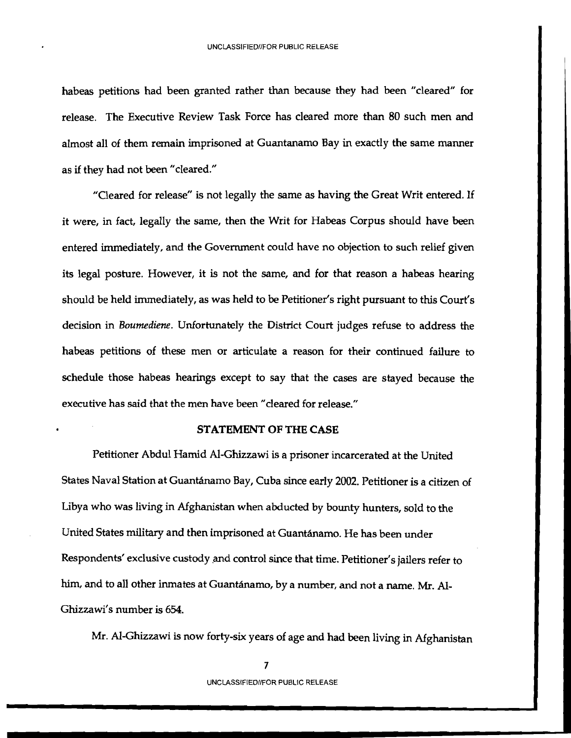habeas petitions had been granted rather than because they had been "cleared" for release. The Executive Review Task Force has cleared more than 80 such men and almost all of them remain imprisoned at Guantanamo Bay in exactly the same manner as if they had not been "cleared."

"Cleared for release" is not legally the same as having the Great Writ entered. If it were, in fact, legally the same, then the Writ for Habeas Corpus should have been entered immediately, and the Government could have no objection to such relief given its legal posture. However, it is not the same, and for that reason a habeas hearing should be held immediately, as was held to be Petitioner's right pursuant to this Court's decision in *Boumediene*. Unfortunately the District Court judges refuse to address the habeas petitions of these men or articulate a reason for their continued failure to schedule those habeas hearings except to say that the cases are stayed because the executive has said that the men have been "cleared for release."

## STATEMENT OF THE CASE

Petitioner Abdul Hamid Al-Ghizzawi is a prisoner incarcerated at the United States Naval Station at Guantánamo Bay, Cuba since early 2002. Petitioner is a citizen of Libya who was living in Afghanistan when abducted by bounty hunters, sold to the United States military and then imprisoned at Guantánamo. He has been under Respondents' exclusive custody and control since that time. Petitioner's jailers refer to him, and to all other inmates at Guantánamo, by a number, and not a name. Mr. Al-Ghizzawi's number is 654.

Mr. Al-Ghizzawi is now forty-six years of age and had been living in Afghanistan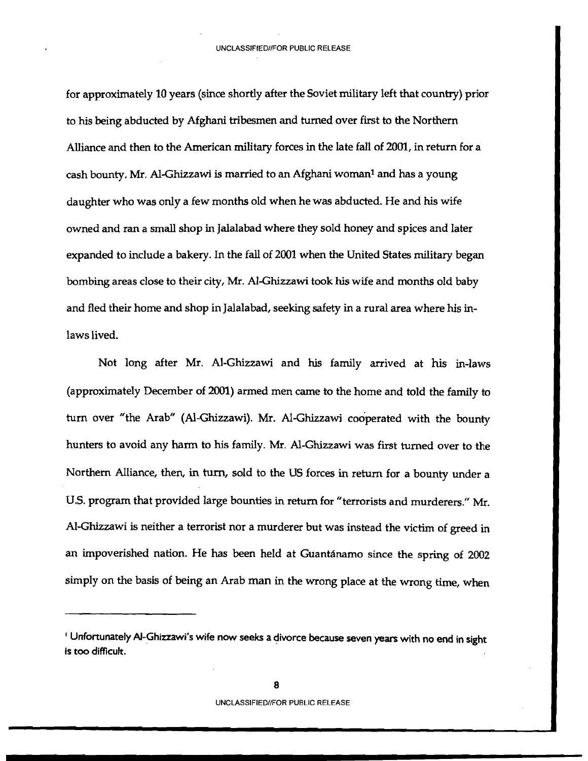for approximately 10 years (since shortly after the Soviet military left that country) prior to his being abducted by Afghani tribesmen and turned over first to the Northern Alliance and then to the American military forces in the late fall of 2001, in return for a cash bounty. Mr. Al-Ghizzawi is married to an Afghani woman[1] and has a young daughter who was only a few months old when he was abducted. He and his wife owned and ran a small shop in Jalalabad where they sold honey and spices and later expanded to include a bakery. In the fall of 2001 when the United States military began bombing areas close to their city, Mr. Al-Ghizzawi took his wife and months old baby and fled their home and shop in Jalalabad, seeking safety in a rural area where his in-laws lived.

Not long after Mr. Al-Ghizzawi and his family arrived at his in-laws (approximately December of 2001) armed men came to the home and told the family to turn over "the Arab" (Al-Ghizzawi). Mr. Al-Ghizzawi cooperated with the bounty hunters to avoid any harm to his family. Mr. Al-Ghizzawi was first turned over to the Northern Alliance, then, in turn, sold to the US forces in return for a bounty under a U.S. program that provided large bounties in return for "terrorists and murderers." Mr. Al-Ghizzawi is neither a terrorist nor a murderer but was instead the victim of greed in an impoverished nation. He has been held at Guantánamo since the spring of 2002 simply on the basis of being an Arab man in the wrong place at the wrong time, when

[1] Unfortunately Al-Ghizzawi's wife now seeks a divorce because seven years with no end in sight is too difficult.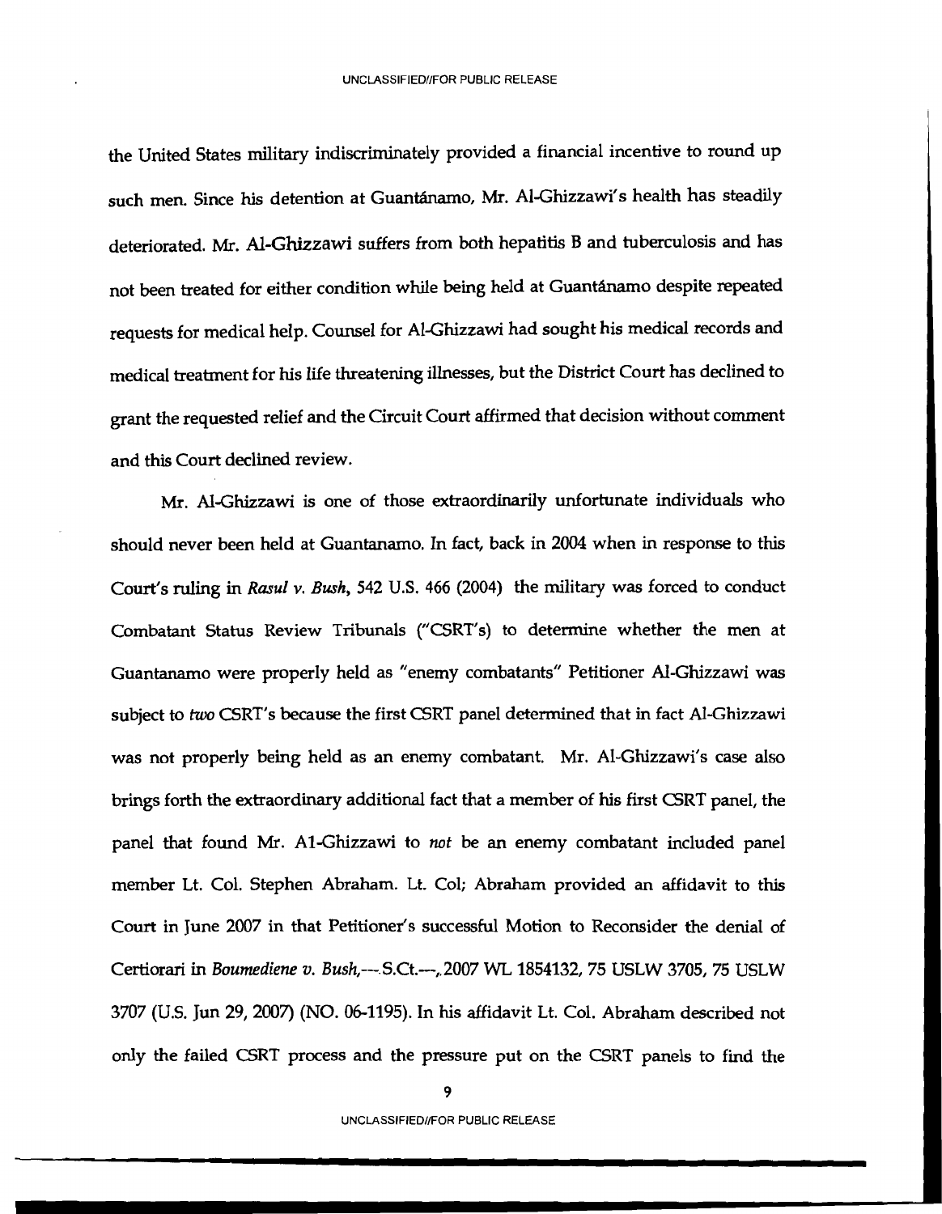the United States military indiscriminately provided a financial incentive to round up such men. Since his detention at Guantánamo, Mr. Al-Ghizzawi's health has steadily deteriorated. Mr. Al-Ghizzawi suffers from both hepatitis B and tuberculosis and has not been treated for either condition while being held at Guantánamo despite repeated requests for medical help. Counsel for Al-Ghizzawi had sought his medical records and medical treatment for his life threatening illnesses, but the District Court has declined to grant the requested relief and the Circuit Court affirmed that decision without comment and this Court declined review.

Mr. Al-Ghizzawi is one of those extraordinarily unfortunate individuals who should never been held at Guantanamo. In fact, back in 2004 when in response to this Court's ruling in *Rasul v. Bush*, 542 U.S. 466 (2004) the military was forced to conduct Combatant Status Review Tribunals ("CSRT's) to determine whether the men at Guantanamo were properly held as "enemy combatants" Petitioner Al-Ghizzawi was subject to *two* CSRT's because the first CSRT panel determined that in fact Al-Ghizzawi was not properly being held as an enemy combatant. Mr. Al-Ghizzawi's case also brings forth the extraordinary additional fact that a member of his first CSRT panel, the panel that found Mr. A1-Ghizzawi to *not* be an enemy combatant included panel member Lt. Col. Stephen Abraham. Lt. Col; Abraham provided an affidavit to this Court in June 2007 in that Petitioner's successful Motion to Reconsider the denial of Certiorari in *Boumediene v. Bush*,---S.Ct.---,.2007 WL 1854132, 75 USLW 3705, 75 USLW 3707 (U.S. Jun 29, 2007) (NO. 06-1195). In his affidavit Lt. Col. Abraham described not only the failed CSRT process and the pressure put on the CSRT panels to find the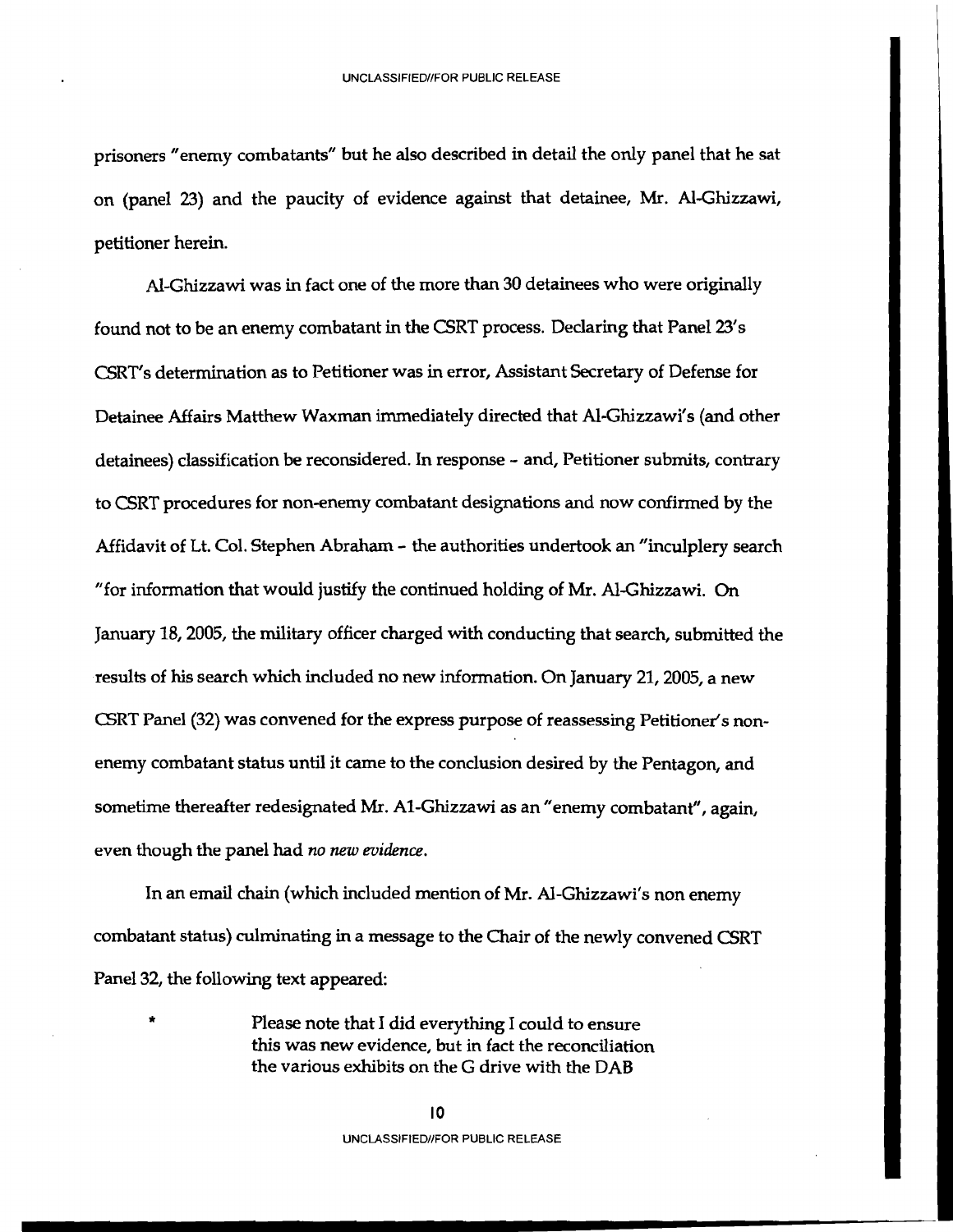prisoners "enemy combatants" but he also described in detail the only panel that he sat on (panel 23) and the paucity of evidence against that detainee, Mr. Al-Ghizzawi, petitioner herein.

Al-Ghizzawi was in fact one of the more than 30 detainees who were originally found not to be an enemy combatant in the CSRT process. Declaring that Panel 23's CSRT's determination as to Petitioner was in error, Assistant Secretary of Defense for Detainee Affairs Matthew Waxman immediately directed that Al-Ghizzawi's (and other detainees) classification be reconsidered. In response - and, Petitioner submits, contrary to CSRT procedures for non-enemy combatant designations and now confirmed by the Affidavit of Lt. Col. Stephen Abraham - the authorities undertook an "inculplery search "for information that would justify the continued holding of Mr. Al-Ghizzawi. On January 18, 2005, the military officer charged with conducting that search, submitted the results of his search which included no new information. On January 21, 2005, a new CSRT Panel (32) was convened for the express purpose of reassessing Petitioner's non-enemy combatant status until it came to the conclusion desired by the Pentagon, and sometime thereafter redesignated Mr. A1-Ghizzawi as an "enemy combatant", again, even though the panel had *no new evidence*.

In an email chain (which included mention of Mr. Al-Ghizzawi's non enemy combatant status) culminating in a message to the Chair of the newly convened CSRT Panel 32, the following text appeared:

> * Please note that I did everything I could to ensure this was new evidence, but in fact the reconciliation the various exhibits on the G drive with the DAB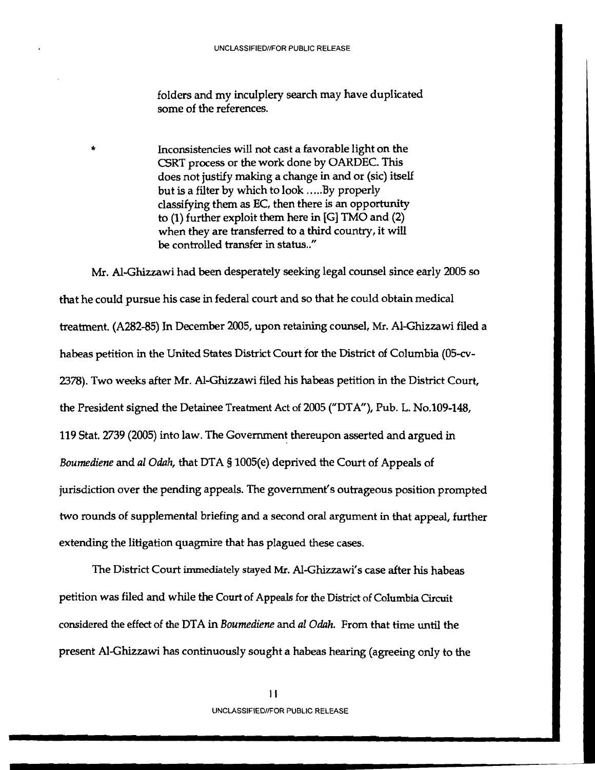folders and my inculplery search may have duplicated some of the references.

> \* Inconsistencies will not cast a favorable light on the CSRT process or the work done by OARDEC. This does not justify making a change in and or (sic) itself but is a filter by which to look .....By properly classifying them as EC, then there is an opportunity to (1) further exploit them here in [G] TMO and (2) when they are transferred to a third country, it will be controlled transfer in status.."

Mr. Al-Ghizzawi had been desperately seeking legal counsel since early 2005 so that he could pursue his case in federal court and so that he could obtain medical treatment. (A282-85) In December 2005, upon retaining counsel, Mr. Al-Ghizzawi filed a habeas petition in the United States District Court for the District of Columbia (05-cv-2378). Two weeks after Mr. Al-Ghizzawi filed his habeas petition in the District Court, the President signed the Detainee Treatment Act of 2005 ("DTA"), Pub. L. No.109-148, 119 Stat. 2739 (2005) into law. The Government thereupon asserted and argued in *Boumediene* and *al Odah*, that DTA § 1005(e) deprived the Court of Appeals of jurisdiction over the pending appeals. The government's outrageous position prompted two rounds of supplemental briefing and a second oral argument in that appeal, further extending the litigation quagmire that has plagued these cases.

The District Court immediately stayed Mr. Al-Ghizzawi's case after his habeas petition was filed and while the Court of Appeals for the District of Columbia Circuit considered the effect of the DTA in *Boumediene* and *al Odah*. From that time until the present Al-Ghizzawi has continuously sought a habeas hearing (agreeing only to the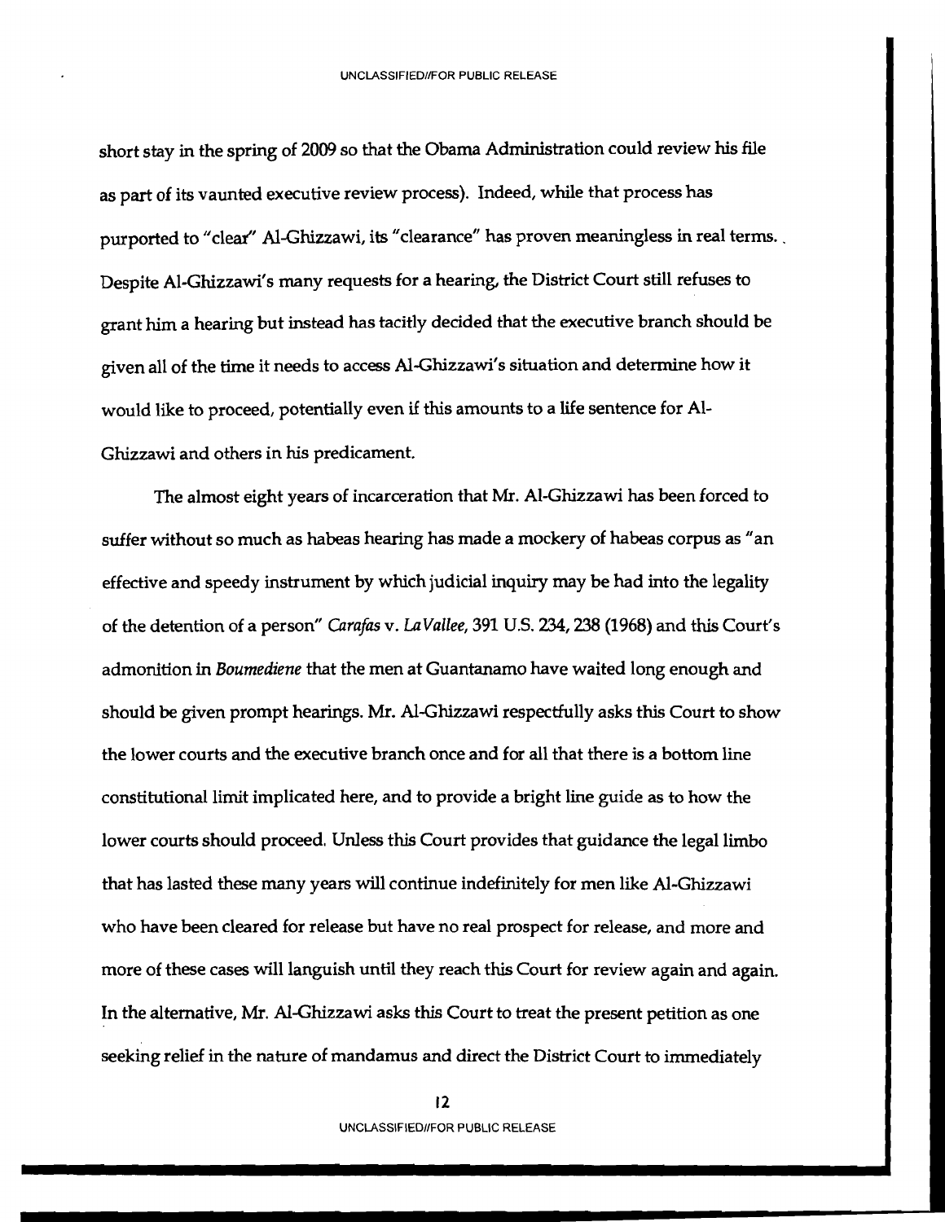short stay in the spring of 2009 so that the Obama Administration could review his file as part of its vaunted executive review process). Indeed, while that process has purported to "clear" Al-Ghizzawi, its "clearance" has proven meaningless in real terms. Despite Al-Ghizzawi's many requests for a hearing, the District Court still refuses to grant him a hearing but instead has tacitly decided that the executive branch should be given all of the time it needs to access Al-Ghizzawi's situation and determine how it would like to proceed, potentially even if this amounts to a life sentence for Al-Ghizzawi and others in his predicament.

The almost eight years of incarceration that Mr. Al-Ghizzawi has been forced to suffer without so much as habeas hearing has made a mockery of habeas corpus as "an effective and speedy instrument by which judicial inquiry may be had into the legality of the detention of a person" *Carafas* v. *LaVallee*, 391 U.S. 234, 238 (1968) and this Court's admonition in *Boumediene* that the men at Guantanamo have waited long enough and should be given prompt hearings. Mr. Al-Ghizzawi respectfully asks this Court to show the lower courts and the executive branch once and for all that there is a bottom line constitutional limit implicated here, and to provide a bright line guide as to how the lower courts should proceed. Unless this Court provides that guidance the legal limbo that has lasted these many years will continue indefinitely for men like Al-Ghizzawi who have been cleared for release but have no real prospect for release, and more and more of these cases will languish until they reach this Court for review again and again. In the alternative, Mr. Al-Ghizzawi asks this Court to treat the present petition as one seeking relief in the nature of mandamus and direct the District Court to immediately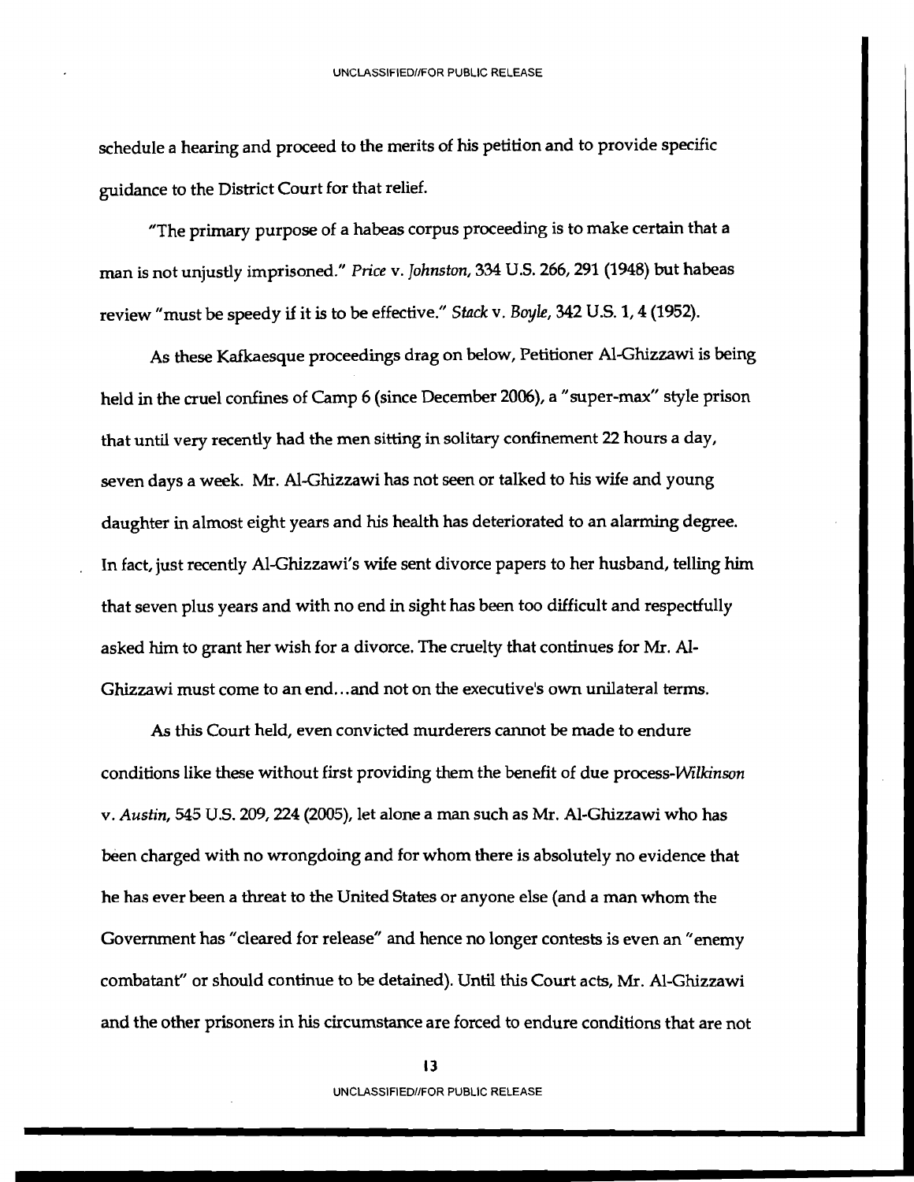schedule a hearing and proceed to the merits of his petition and to provide specific guidance to the District Court for that relief.

"The primary purpose of a habeas corpus proceeding is to make certain that a man is not unjustly imprisoned." *Price* v. *Johnston*, 334 U.S. 266, 291 (1948) but habeas review "must be speedy if it is to be effective." *Stack* v. *Boyle*, 342 U.S. 1, 4 (1952).

As these Kafkaesque proceedings drag on below, Petitioner Al-Ghizzawi is being held in the cruel confines of Camp 6 (since December 2006), a "super-max" style prison that until very recently had the men sitting in solitary confinement 22 hours a day, seven days a week. Mr. Al-Ghizzawi has not seen or talked to his wife and young daughter in almost eight years and his health has deteriorated to an alarming degree. In fact, just recently Al-Ghizzawi's wife sent divorce papers to her husband, telling him that seven plus years and with no end in sight has been too difficult and respectfully asked him to grant her wish for a divorce. The cruelty that continues for Mr. Al-Ghizzawi must come to an end…and not on the executive's own unilateral terms.

As this Court held, even convicted murderers cannot be made to endure conditions like these without first providing them the benefit of due process-*Wilkinson* v. *Austin*, 545 U.S. 209, 224 (2005), let alone a man such as Mr. Al-Ghizzawi who has been charged with no wrongdoing and for whom there is absolutely no evidence that he has ever been a threat to the United States or anyone else (and a man whom the Government has "cleared for release" and hence no longer contests is even an "enemy combatant" or should continue to be detained). Until this Court acts, Mr. Al-Ghizzawi and the other prisoners in his circumstance are forced to endure conditions that are not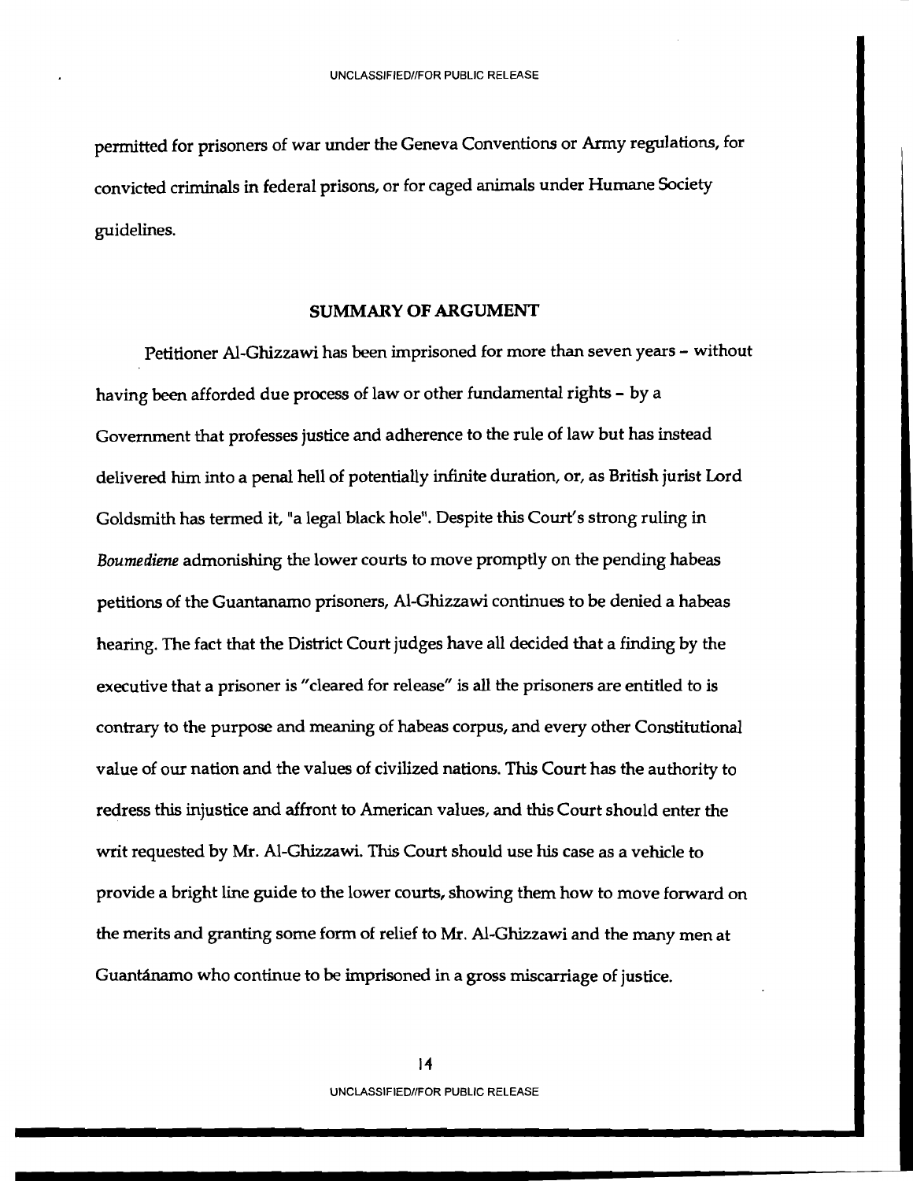permitted for prisoners of war under the Geneva Conventions or Army regulations, for convicted criminals in federal prisons, or for caged animals under Humane Society guidelines.

## SUMMARY OF ARGUMENT

Petitioner Al-Ghizzawi has been imprisoned for more than seven years – without having been afforded due process of law or other fundamental rights – by a Government that professes justice and adherence to the rule of law but has instead delivered him into a penal hell of potentially infinite duration, or, as British jurist Lord Goldsmith has termed it, "a legal black hole". Despite this Court's strong ruling in *Boumediene* admonishing the lower courts to move promptly on the pending habeas petitions of the Guantanamo prisoners, Al-Ghizzawi continues to be denied a habeas hearing. The fact that the District Court judges have all decided that a finding by the executive that a prisoner is "cleared for release" is all the prisoners are entitled to is contrary to the purpose and meaning of habeas corpus, and every other Constitutional value of our nation and the values of civilized nations. This Court has the authority to redress this injustice and affront to American values, and this Court should enter the writ requested by Mr. Al-Ghizzawi. This Court should use his case as a vehicle to provide a bright line guide to the lower courts, showing them how to move forward on the merits and granting some form of relief to Mr. Al-Ghizzawi and the many men at Guantánamo who continue to be imprisoned in a gross miscarriage of justice.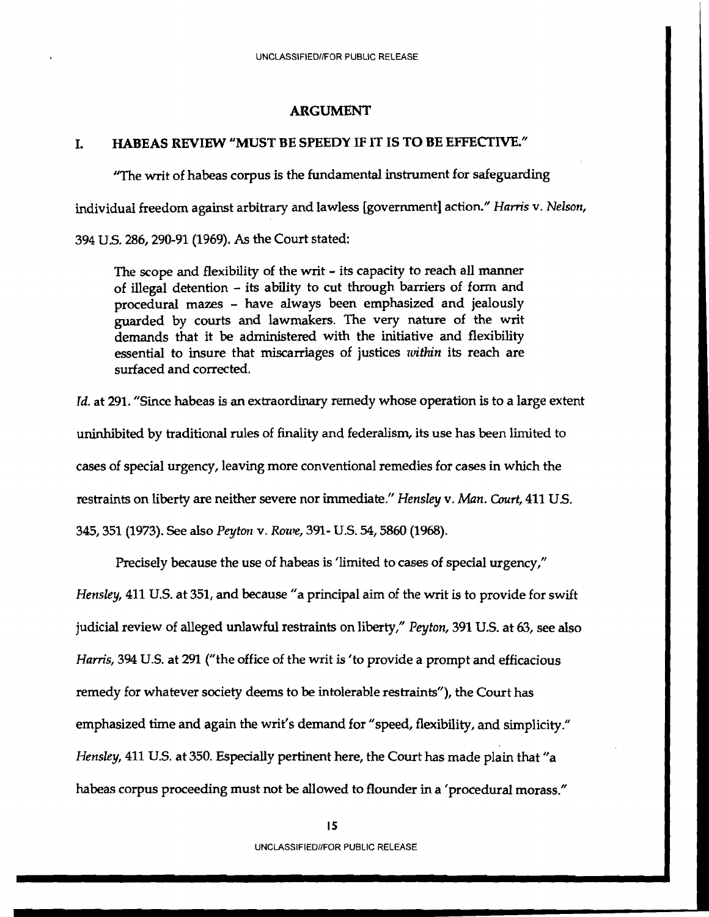## ARGUMENT

### I. HABEAS REVIEW "MUST BE SPEEDY IF IT IS TO BE EFFECTIVE."

"The writ of habeas corpus is the fundamental instrument for safeguarding individual freedom against arbitrary and lawless [government] action." *Harris* v. *Nelson*, 394 U.S. 286, 290-91 (1969). As the Court stated:

> The scope and flexibility of the writ - its capacity to reach all manner of illegal detention - its ability to cut through barriers of form and procedural mazes - have always been emphasized and jealously guarded by courts and lawmakers. The very nature of the writ demands that it be administered with the initiative and flexibility essential to insure that miscarriages of justices *within* its reach are surfaced and corrected.

*Id.* at 291. "Since habeas is an extraordinary remedy whose operation is to a large extent uninhibited by traditional rules of finality and federalism, its use has been limited to cases of special urgency, leaving more conventional remedies for cases in which the restraints on liberty are neither severe nor immediate." *Hensley* v. *Man. Court*, 411 U.S. 345, 351 (1973). See also *Peyton* v. *Rowe*, 391- U.S. 54, 5860 (1968).

Precisely because the use of habeas is 'limited to cases of special urgency," *Hensley*, 411 U.S. at 351, and because "a principal aim of the writ is to provide for swift judicial review of alleged unlawful restraints on liberty," *Peyton*, 391 U.S. at 63, see also *Harris*, 394 U.S. at 291 ("the office of the writ is 'to provide a prompt and efficacious remedy for whatever society deems to be intolerable restraints"), the Court has emphasized time and again the writ's demand for "speed, flexibility, and simplicity." *Hensley*, 411 U.S. at 350. Especially pertinent here, the Court has made plain that "a habeas corpus proceeding must not be allowed to flounder in a 'procedural morass."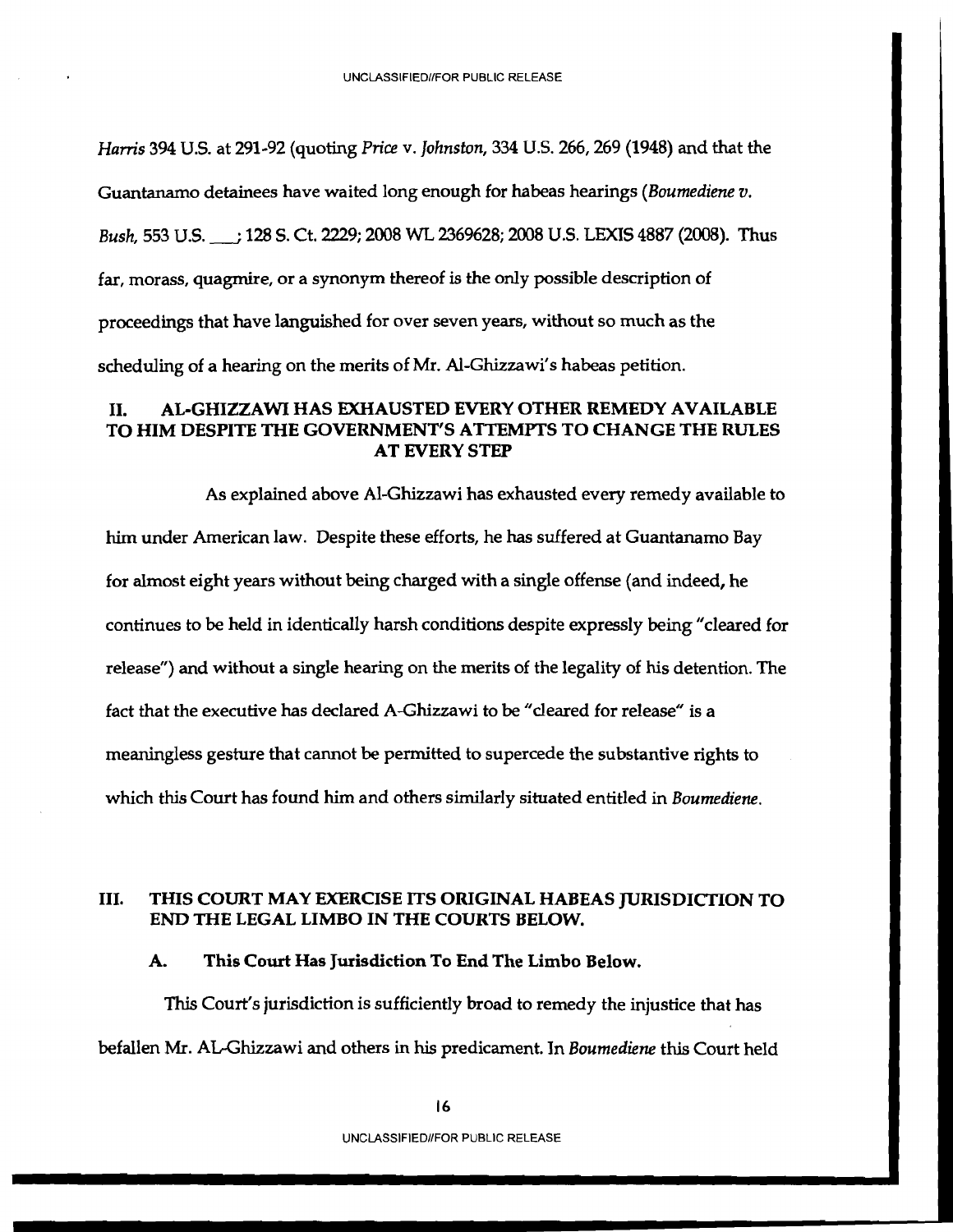*Harris* 394 U.S. at 291-92 (quoting *Price* v. *Johnston*, 334 U.S. 266, 269 (1948) and that the Guantanamo detainees have waited long enough for habeas hearings (*Boumediene v. Bush*, 553 U.S. ___; 128 S. Ct. 2229; 2008 WL 2369628; 2008 U.S. LEXIS 4887 (2008). Thus far, morass, quagmire, or a synonym thereof is the only possible description of proceedings that have languished for over seven years, without so much as the scheduling of a hearing on the merits of Mr. Al-Ghizzawi's habeas petition.

## II. AL-GHIZZAWI HAS EXHAUSTED EVERY OTHER REMEDY AVAILABLE TO HIM DESPITE THE GOVERNMENT'S ATTEMPTS TO CHANGE THE RULES AT EVERY STEP

As explained above Al-Ghizzawi has exhausted every remedy available to him under American law. Despite these efforts, he has suffered at Guantanamo Bay for almost eight years without being charged with a single offense (and indeed, he continues to be held in identically harsh conditions despite expressly being "cleared for release") and without a single hearing on the merits of the legality of his detention. The fact that the executive has declared A-Ghizzawi to be "cleared for release" is a meaningless gesture that cannot be permitted to supercede the substantive rights to which this Court has found him and others similarly situated entitled in *Boumediene*.

## III. THIS COURT MAY EXERCISE ITS ORIGINAL HABEAS JURISDICTION TO END THE LEGAL LIMBO IN THE COURTS BELOW.

### A. This Court Has Jurisdiction To End The Limbo Below.

This Court's jurisdiction is sufficiently broad to remedy the injustice that has befallen Mr. AL-Ghizzawi and others in his predicament. In *Boumediene* this Court held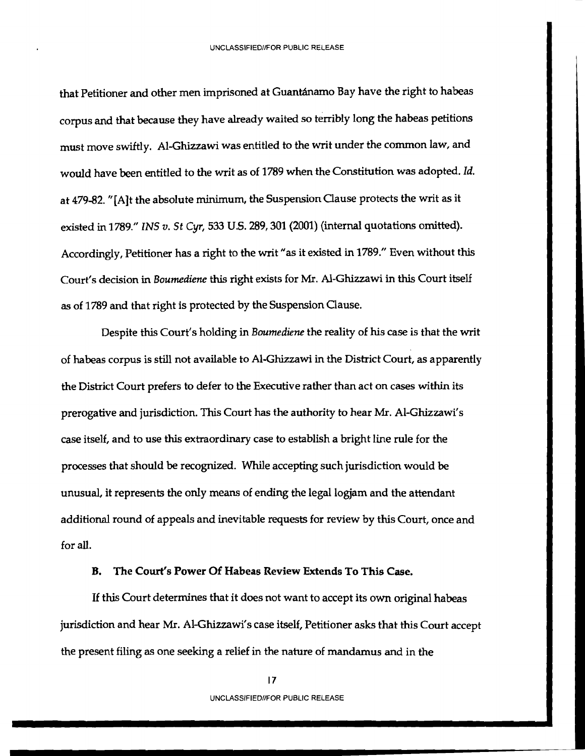that Petitioner and other men imprisoned at Guantánamo Bay have the right to habeas corpus and that because they have already waited so terribly long the habeas petitions must move swiftly. Al-Ghizzawi was entitled to the writ under the common law, and would have been entitled to the writ as of 1789 when the Constitution was adopted. *Id.* at 479-82. "[A]t the absolute minimum, the Suspension Clause protects the writ as it existed in 1789." *INS v. St Cyr*, 533 U.S. 289, 301 (2001) (internal quotations omitted). Accordingly, Petitioner has a right to the writ "as it existed in 1789." Even without this Court's decision in *Boumediene* this right exists for Mr. Al-Ghizzawi in this Court itself as of 1789 and that right is protected by the Suspension Clause.

Despite this Court's holding in *Boumediene* the reality of his case is that the writ of habeas corpus is still not available to Al-Ghizzawi in the District Court, as apparently the District Court prefers to defer to the Executive rather than act on cases within its prerogative and jurisdiction. This Court has the authority to hear Mr. Al-Ghizzawi's case itself, and to use this extraordinary case to establish a bright line rule for the processes that should be recognized. While accepting such jurisdiction would be unusual, it represents the only means of ending the legal logjam and the attendant additional round of appeals and inevitable requests for review by this Court, once and for all.

**B. The Court's Power Of Habeas Review Extends To This Case.**

If this Court determines that it does not want to accept its own original habeas jurisdiction and hear Mr. Al-Ghizzawi's case itself, Petitioner asks that this Court accept the present filing as one seeking a relief in the nature of mandamus and in the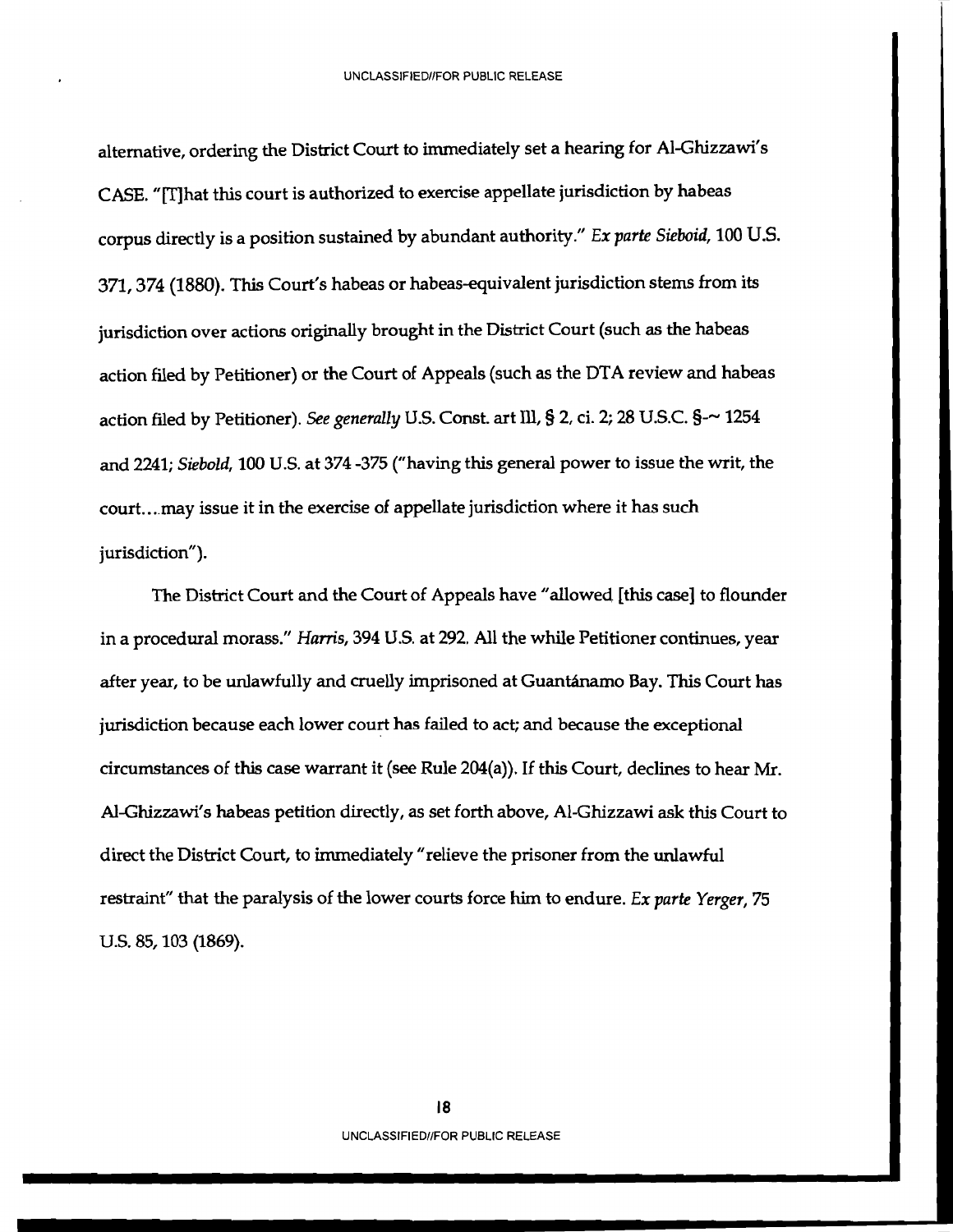alternative, ordering the District Court to immediately set a hearing for Al-Ghizzawi's CASE. "[T]hat this court is authorized to exercise appellate jurisdiction by habeas corpus directly is a position sustained by abundant authority." *Ex parte Sieboid*, 100 U.S. 371, 374 (1880). This Court's habeas or habeas-equivalent jurisdiction stems from its jurisdiction over actions originally brought in the District Court (such as the habeas action filed by Petitioner) or the Court of Appeals (such as the DTA review and habeas action filed by Petitioner). *See generally* U.S. Const. art III, § 2, ci. 2; 28 U.S.C. §-~ 1254 and 2241; *Siebold*, 100 U.S. at 374 -375 ("having this general power to issue the writ, the court....may issue it in the exercise of appellate jurisdiction where it has such jurisdiction").

The District Court and the Court of Appeals have "allowed [this case] to flounder in a procedural morass." *Harris*, 394 U.S. at 292. All the while Petitioner continues, year after year, to be unlawfully and cruelly imprisoned at Guantánamo Bay. This Court has jurisdiction because each lower court has failed to act; and because the exceptional circumstances of this case warrant it (see Rule 204(a)). If this Court, declines to hear Mr. Al-Ghizzawi's habeas petition directly, as set forth above, Al-Ghizzawi ask this Court to direct the District Court, to immediately "relieve the prisoner from the unlawful restraint" that the paralysis of the lower courts force him to endure. *Ex parte Yerger*, 75 U.S. 85, 103 (1869).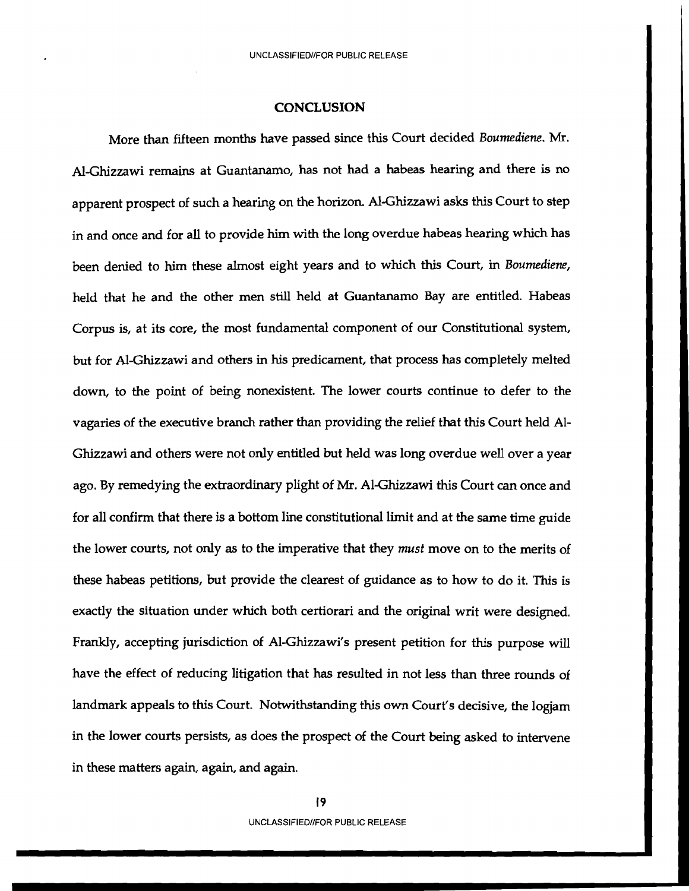## CONCLUSION

More than fifteen months have passed since this Court decided *Boumediene*. Mr. Al-Ghizzawi remains at Guantanamo, has not had a habeas hearing and there is no apparent prospect of such a hearing on the horizon. Al-Ghizzawi asks this Court to step in and once and for all to provide him with the long overdue habeas hearing which has been denied to him these almost eight years and to which this Court, in *Boumediene*, held that he and the other men still held at Guantanamo Bay are entitled. Habeas Corpus is, at its core, the most fundamental component of our Constitutional system, but for Al-Ghizzawi and others in his predicament, that process has completely melted down, to the point of being nonexistent. The lower courts continue to defer to the vagaries of the executive branch rather than providing the relief that this Court held Al-Ghizzawi and others were not only entitled but held was long overdue well over a year ago. By remedying the extraordinary plight of Mr. Al-Ghizzawi this Court can once and for all confirm that there is a bottom line constitutional limit and at the same time guide the lower courts, not only as to the imperative that they *must* move on to the merits of these habeas petitions, but provide the clearest of guidance as to how to do it. This is exactly the situation under which both certiorari and the original writ were designed. Frankly, accepting jurisdiction of Al-Ghizzawi's present petition for this purpose will have the effect of reducing litigation that has resulted in not less than three rounds of landmark appeals to this Court. Notwithstanding this own Court's decisive, the logjam in the lower courts persists, as does the prospect of the Court being asked to intervene in these matters again, again, and again.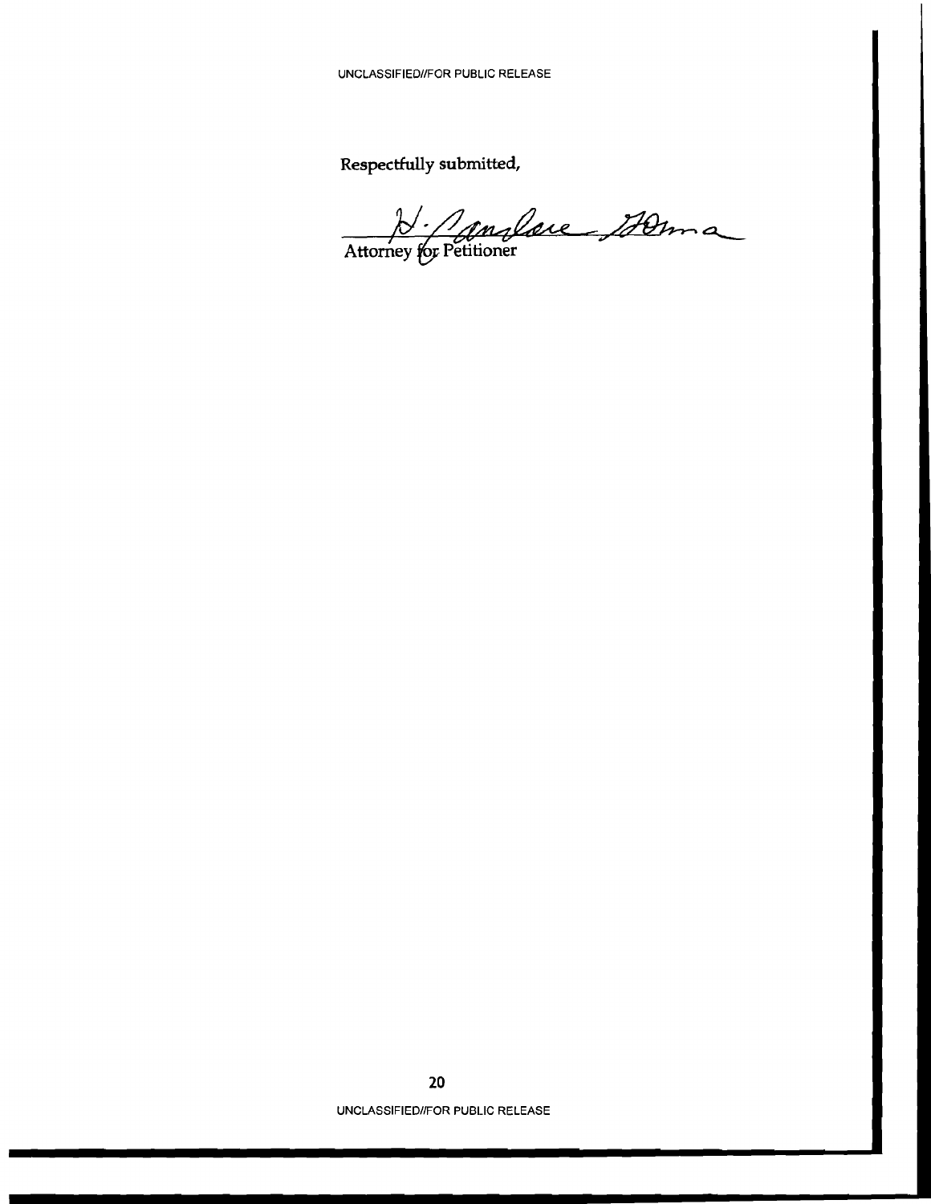**Respectfully submitted,**

H. Candace Gorman

Attorney for Petitioner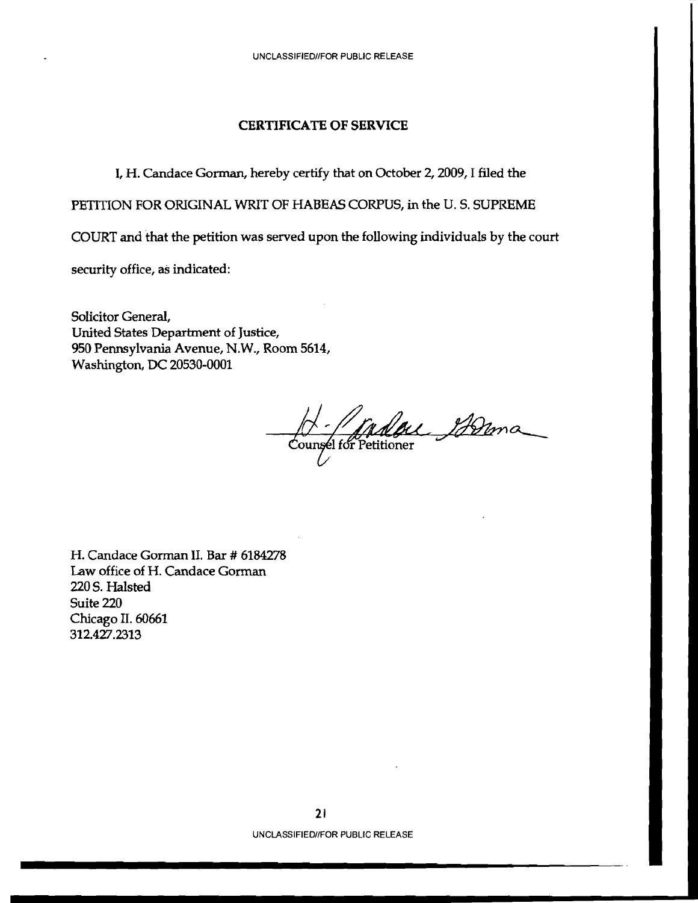## CERTIFICATE OF SERVICE

I, H. Candace Gorman, hereby certify that on October 2, 2009, I filed the PETITION FOR ORIGINAL WRIT OF HABEAS CORPUS, in the U. S. SUPREME COURT and that the petition was served upon the following individuals by the court security office, as indicated:

Solicitor General,
United States Department of Justice,
950 Pennsylvania Avenue, N.W., Room 5614,
Washington, DC 20530-0001

Counsel for Petitioner

H. Candace Gorman II. Bar # 6184278
Law office of H. Candace Gorman
220 S. Halsted
Suite 220
Chicago II. 60661
312.427.2313